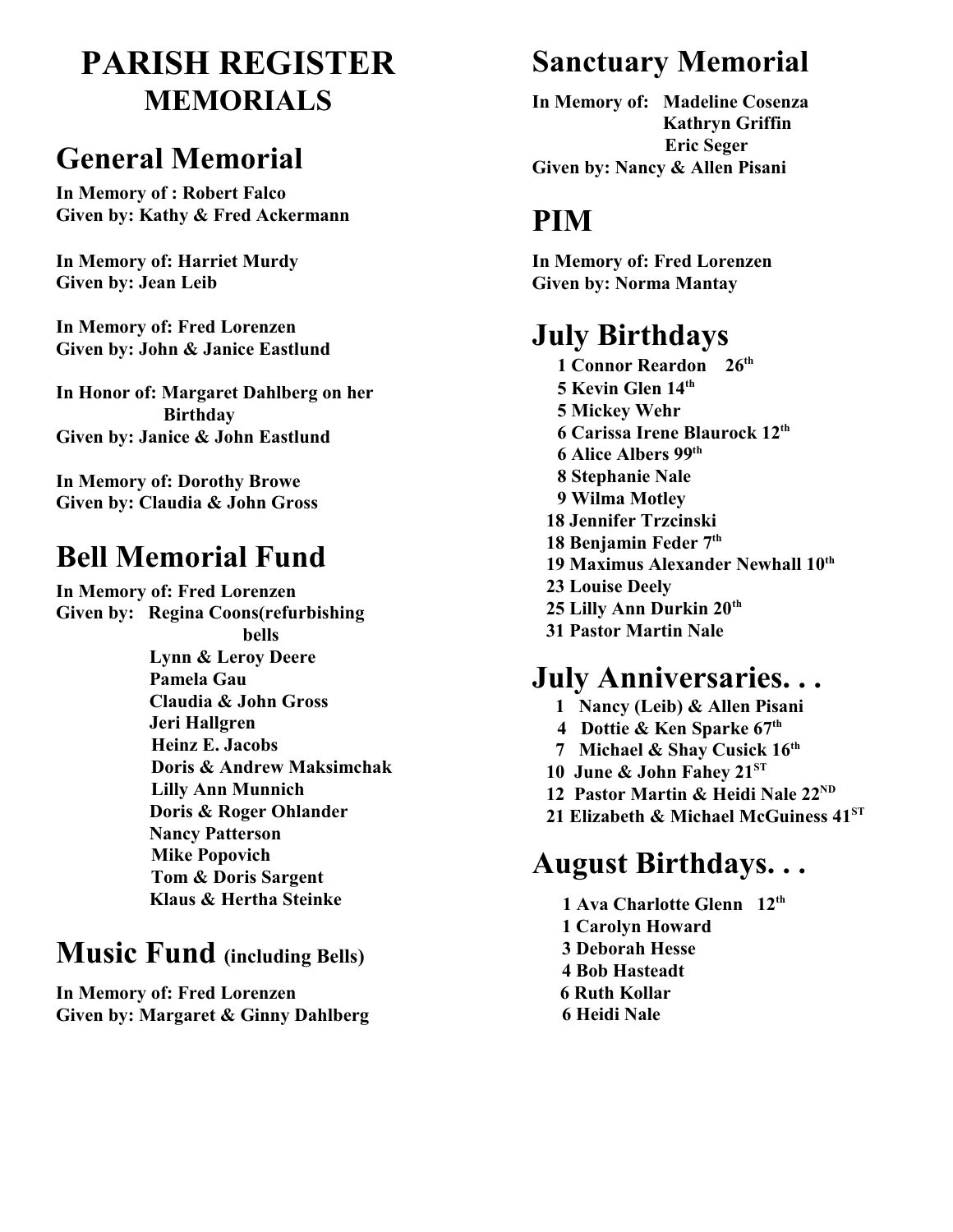# PARISH REGISTER
## MEMORIALS

## General Memorial

**In Memory of : Robert Falco**
**Given by: Kathy & Fred Ackermann**

**In Memory of: Harriet Murdy**
**Given by: Jean Leib**

**In Memory of: Fred Lorenzen**
**Given by: John & Janice Eastlund**

**In Honor of: Margaret Dahlberg on her Birthday**
**Given by: Janice & John Eastlund**

**In Memory of: Dorothy Browe**
**Given by: Claudia & John Gross**

## Bell Memorial Fund

**In Memory of: Fred Lorenzen**
**Given by: Regina Coons(refurbishing bells**
**Lynn & Leroy Deere**
**Pamela Gau**
**Claudia & John Gross**
**Jeri Hallgren**
**Heinz E. Jacobs**
**Doris & Andrew Maksimchak**
**Lilly Ann Munnich**
**Doris & Roger Ohlander**
**Nancy Patterson**
**Mike Popovich**
**Tom & Doris Sargent**
**Klaus & Hertha Steinke**

## Music Fund (including Bells)

**In Memory of: Fred Lorenzen**
**Given by: Margaret & Ginny Dahlberg**

## Sanctuary Memorial

**In Memory of: Madeline Cosenza**
**Kathryn Griffin**
**Eric Seger**
**Given by: Nancy & Allen Pisani**

## PIM

**In Memory of: Fred Lorenzen**
**Given by: Norma Mantay**

## July Birthdays

**1 Connor Reardon 26th**
**5 Kevin Glen 14th**
**5 Mickey Wehr**
**6 Carissa Irene Blaurock 12th**
**6 Alice Albers 99th**
**8 Stephanie Nale**
**9 Wilma Motley**
**18 Jennifer Trzcinski**
**18 Benjamin Feder 7th**
**19 Maximus Alexander Newhall 10th**
**23 Louise Deely**
**25 Lilly Ann Durkin 20th**
**31 Pastor Martin Nale**

## July Anniversaries. . .

**1 Nancy (Leib) & Allen Pisani**
**4 Dottie & Ken Sparke 67th**
**7 Michael & Shay Cusick 16th**
**10 June & John Fahey 21ST**
**12 Pastor Martin & Heidi Nale 22ND**
**21 Elizabeth & Michael McGuiness 41ST**

## August Birthdays. . .

**1 Ava Charlotte Glenn 12th**
**1 Carolyn Howard**
**3 Deborah Hesse**
**4 Bob Hasteadt**
**6 Ruth Kollar**
**6 Heidi Nale**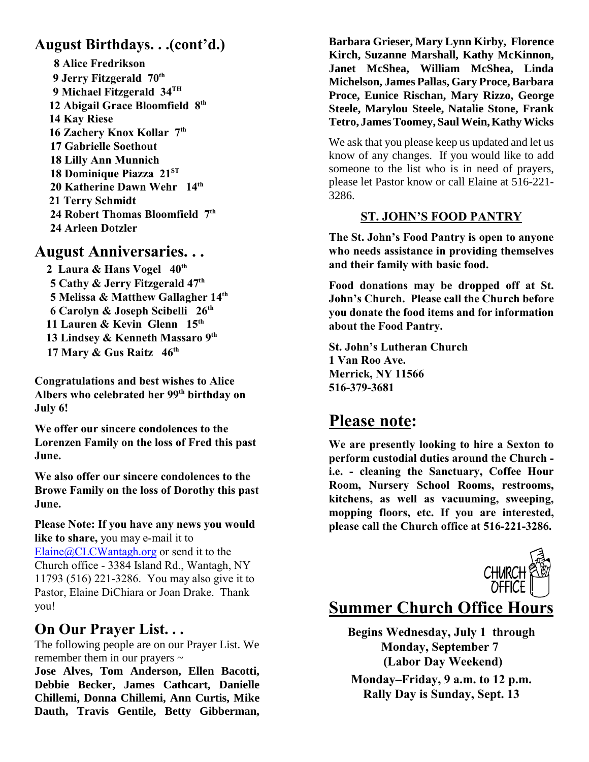## August Birthdays. . .(cont'd.)

**8 Alice Fredrikson**
**9 Jerry Fitzgerald 70th**
**9 Michael Fitzgerald 34TH**
**12 Abigail Grace Bloomfield 8th**
**14 Kay Riese**
**16 Zachery Knox Kollar 7th**
**17 Gabrielle Soethout**
**18 Lilly Ann Munnich**
**18 Dominique Piazza 21ST**
**20 Katherine Dawn Wehr 14th**
**21 Terry Schmidt**
**24 Robert Thomas Bloomfield 7th**
**24 Arleen Dotzler**

## August Anniversaries. . .

**2 Laura & Hans Vogel 40th**
**5 Cathy & Jerry Fitzgerald 47th**
**5 Melissa & Matthew Gallagher 14th**
**6 Carolyn & Joseph Scibelli 26th**
**11 Lauren & Kevin Glenn 15th**
**13 Lindsey & Kenneth Massaro 9th**
**17 Mary & Gus Raitz 46th**

**Congratulations and best wishes to Alice Albers who celebrated her 99th birthday on July 6!**

**We offer our sincere condolences to the Lorenzen Family on the loss of Fred this past June.**

**We also offer our sincere condolences to the Browe Family on the loss of Dorothy this past June.**

**Please Note: If you have any news you would like to share,** you may e-mail it to Elaine@CLCWantagh.org or send it to the Church office - 3384 Island Rd., Wantagh, NY 11793 (516) 221-3286. You may also give it to Pastor, Elaine DiChiara or Joan Drake. Thank you!

## On Our Prayer List. . .

The following people are on our Prayer List. We remember them in our prayers ~

**Jose Alves, Tom Anderson, Ellen Bacotti, Debbie Becker, James Cathcart, Danielle Chillemi, Donna Chillemi, Ann Curtis, Mike Dauth, Travis Gentile, Betty Gibberman, Barbara Grieser, Mary Lynn Kirby, Florence Kirch, Suzanne Marshall, Kathy McKinnon, Janet McShea, William McShea, Linda Michelson, James Pallas, Gary Proce, Barbara Proce, Eunice Rischan, Mary Rizzo, George Steele, Marylou Steele, Natalie Stone, Frank Tetro, James Toomey, Saul Wein, Kathy Wicks**

We ask that you please keep us updated and let us know of any changes. If you would like to add someone to the list who is in need of prayers, please let Pastor know or call Elaine at 516-221-3286.

## ST. JOHN'S FOOD PANTRY

**The St. John's Food Pantry is open to anyone who needs assistance in providing themselves and their family with basic food.**

**Food donations may be dropped off at St. John's Church. Please call the Church before you donate the food items and for information about the Food Pantry.**

**St. John's Lutheran Church**
**1 Van Roo Ave.**
**Merrick, NY 11566**
**516-379-3681**

## Please note:

**We are presently looking to hire a Sexton to perform custodial duties around the Church - i.e. - cleaning the Sanctuary, Coffee Hour Room, Nursery School Rooms, restrooms, kitchens, as well as vacuuming, sweeping, mopping floors, etc. If you are interested, please call the Church office at 516-221-3286.**

CHURCH OFFICE

## Summer Church Office Hours

**Begins Wednesday, July 1 through Monday, September 7 (Labor Day Weekend)**

**Monday–Friday, 9 a.m. to 12 p.m.**
**Rally Day is Sunday, Sept. 13**